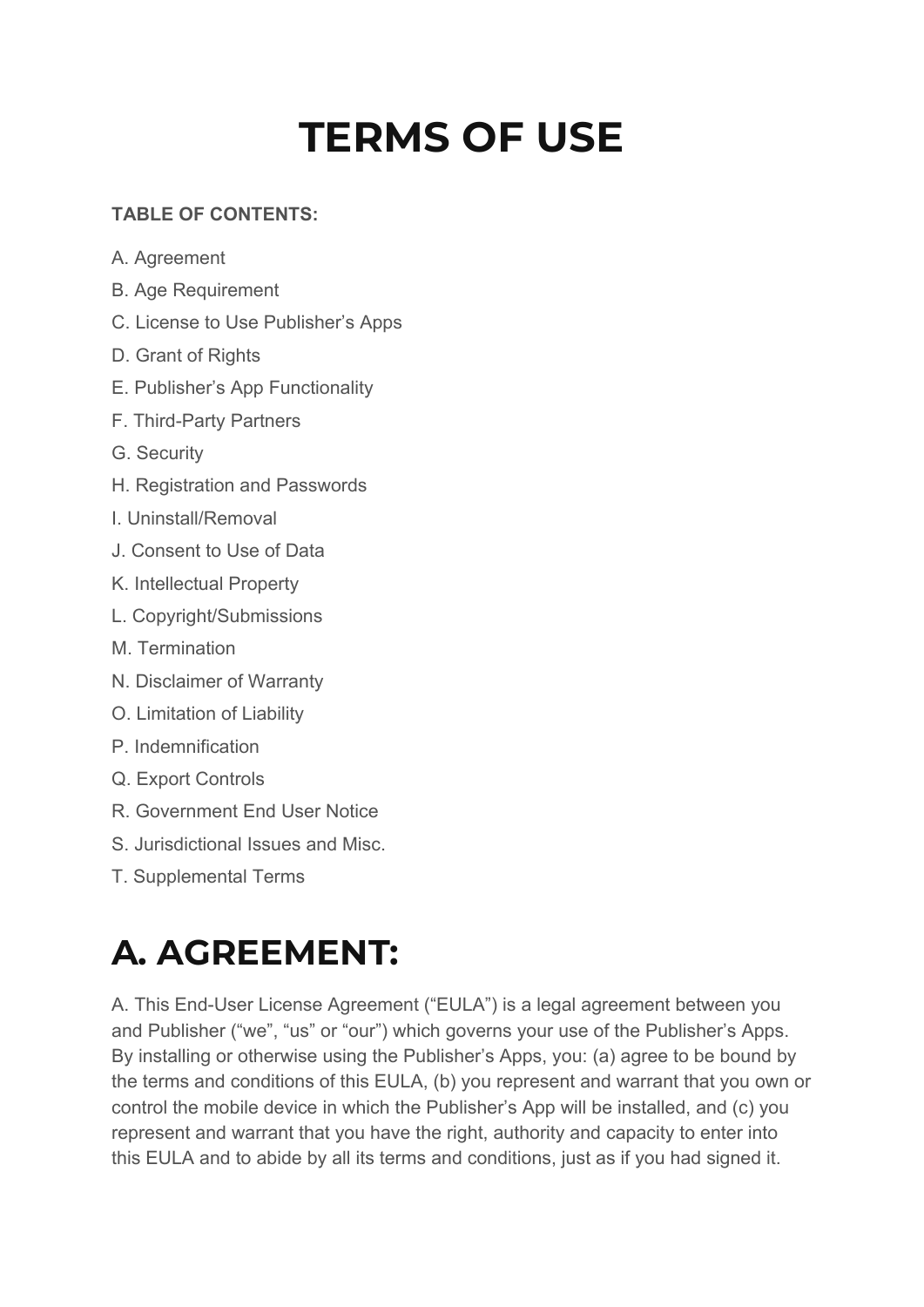# TERMS OF USE

**TABLE OF CONTENTS:**

A. Agreement

B. Age Requirement

C. License to Use Publisher’s Apps

D. Grant of Rights

E. Publisher’s App Functionality

F. Third-Party Partners

G. Security

H. Registration and Passwords

I. Uninstall/Removal

J. Consent to Use of Data

K. Intellectual Property

L. Copyright/Submissions

M. Termination

N. Disclaimer of Warranty

O. Limitation of Liability

P. Indemnification

Q. Export Controls

R. Government End User Notice

S. Jurisdictional Issues and Misc.

T. Supplemental Terms

## A. AGREEMENT:

A. This End-User License Agreement (“EULA”) is a legal agreement between you and Publisher (“we”, “us” or “our”) which governs your use of the Publisher’s Apps. By installing or otherwise using the Publisher’s Apps, you: (a) agree to be bound by the terms and conditions of this EULA, (b) you represent and warrant that you own or control the mobile device in which the Publisher’s App will be installed, and (c) you represent and warrant that you have the right, authority and capacity to enter into this EULA and to abide by all its terms and conditions, just as if you had signed it.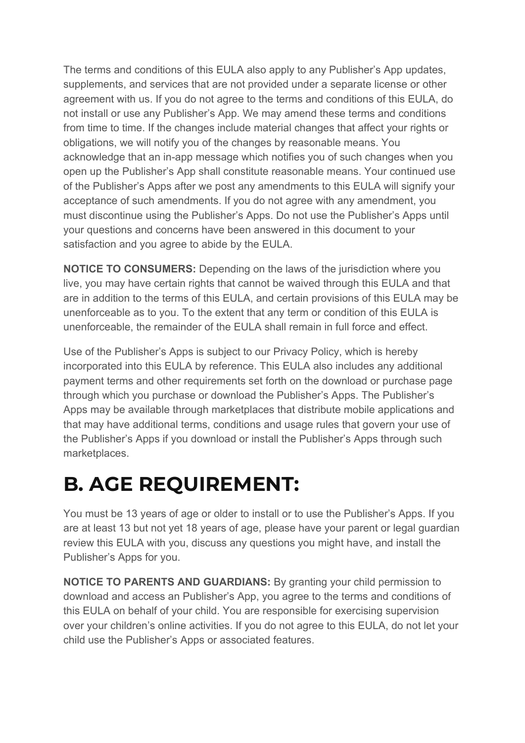The terms and conditions of this EULA also apply to any Publisher's App updates, supplements, and services that are not provided under a separate license or other agreement with us. If you do not agree to the terms and conditions of this EULA, do not install or use any Publisher's App. We may amend these terms and conditions from time to time. If the changes include material changes that affect your rights or obligations, we will notify you of the changes by reasonable means. You acknowledge that an in-app message which notifies you of such changes when you open up the Publisher's App shall constitute reasonable means. Your continued use of the Publisher's Apps after we post any amendments to this EULA will signify your acceptance of such amendments. If you do not agree with any amendment, you must discontinue using the Publisher's Apps. Do not use the Publisher's Apps until your questions and concerns have been answered in this document to your satisfaction and you agree to abide by the EULA.

**NOTICE TO CONSUMERS:** Depending on the laws of the jurisdiction where you live, you may have certain rights that cannot be waived through this EULA and that are in addition to the terms of this EULA, and certain provisions of this EULA may be unenforceable as to you. To the extent that any term or condition of this EULA is unenforceable, the remainder of the EULA shall remain in full force and effect.

Use of the Publisher's Apps is subject to our Privacy Policy, which is hereby incorporated into this EULA by reference. This EULA also includes any additional payment terms and other requirements set forth on the download or purchase page through which you purchase or download the Publisher's Apps. The Publisher's Apps may be available through marketplaces that distribute mobile applications and that may have additional terms, conditions and usage rules that govern your use of the Publisher's Apps if you download or install the Publisher's Apps through such marketplaces.

# B. AGE REQUIREMENT:

You must be 13 years of age or older to install or to use the Publisher's Apps. If you are at least 13 but not yet 18 years of age, please have your parent or legal guardian review this EULA with you, discuss any questions you might have, and install the Publisher's Apps for you.

**NOTICE TO PARENTS AND GUARDIANS:** By granting your child permission to download and access an Publisher's App, you agree to the terms and conditions of this EULA on behalf of your child. You are responsible for exercising supervision over your children's online activities. If you do not agree to this EULA, do not let your child use the Publisher's Apps or associated features.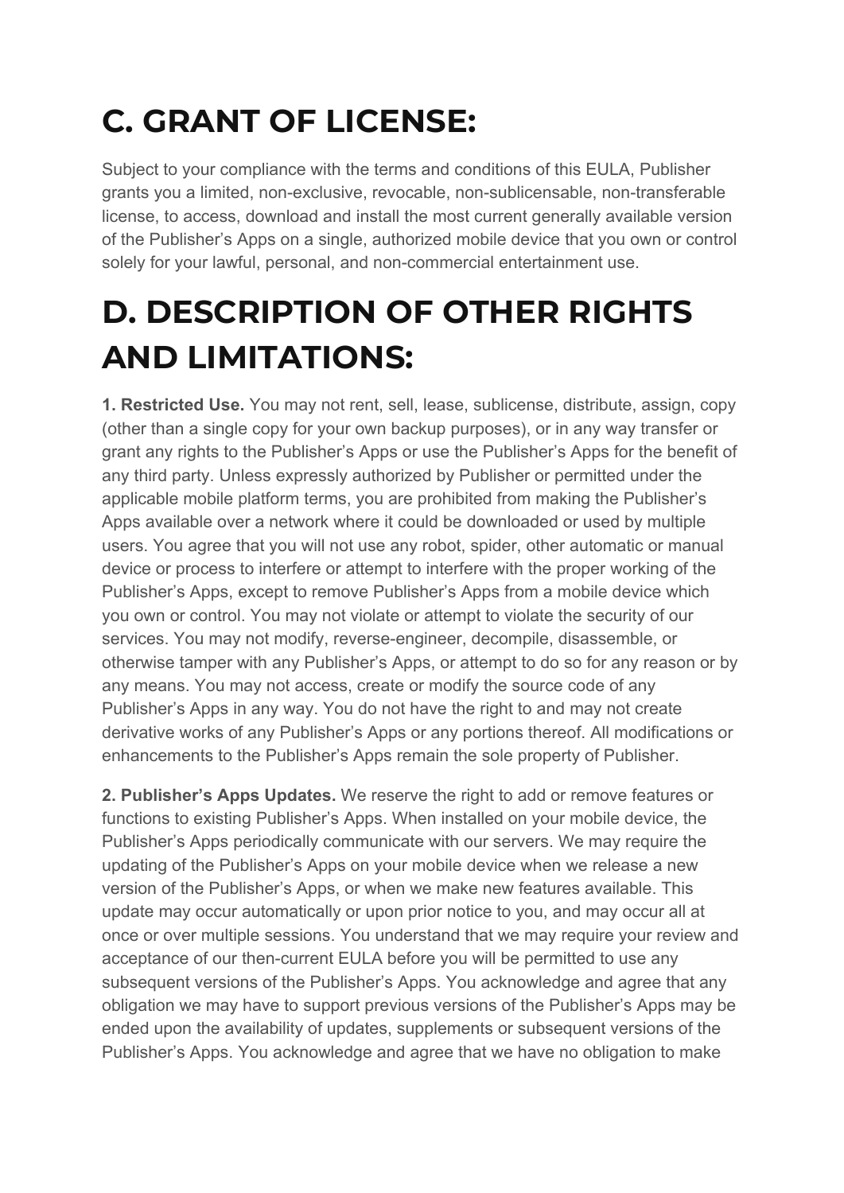# C. GRANT OF LICENSE:

Subject to your compliance with the terms and conditions of this EULA, Publisher grants you a limited, non-exclusive, revocable, non-sublicensable, non-transferable license, to access, download and install the most current generally available version of the Publisher's Apps on a single, authorized mobile device that you own or control solely for your lawful, personal, and non-commercial entertainment use.

# D. DESCRIPTION OF OTHER RIGHTS AND LIMITATIONS:

**1. Restricted Use.** You may not rent, sell, lease, sublicense, distribute, assign, copy (other than a single copy for your own backup purposes), or in any way transfer or grant any rights to the Publisher's Apps or use the Publisher's Apps for the benefit of any third party. Unless expressly authorized by Publisher or permitted under the applicable mobile platform terms, you are prohibited from making the Publisher's Apps available over a network where it could be downloaded or used by multiple users. You agree that you will not use any robot, spider, other automatic or manual device or process to interfere or attempt to interfere with the proper working of the Publisher's Apps, except to remove Publisher's Apps from a mobile device which you own or control. You may not violate or attempt to violate the security of our services. You may not modify, reverse-engineer, decompile, disassemble, or otherwise tamper with any Publisher's Apps, or attempt to do so for any reason or by any means. You may not access, create or modify the source code of any Publisher's Apps in any way. You do not have the right to and may not create derivative works of any Publisher's Apps or any portions thereof. All modifications or enhancements to the Publisher's Apps remain the sole property of Publisher.

**2. Publisher's Apps Updates.** We reserve the right to add or remove features or functions to existing Publisher's Apps. When installed on your mobile device, the Publisher's Apps periodically communicate with our servers. We may require the updating of the Publisher's Apps on your mobile device when we release a new version of the Publisher's Apps, or when we make new features available. This update may occur automatically or upon prior notice to you, and may occur all at once or over multiple sessions. You understand that we may require your review and acceptance of our then-current EULA before you will be permitted to use any subsequent versions of the Publisher's Apps. You acknowledge and agree that any obligation we may have to support previous versions of the Publisher's Apps may be ended upon the availability of updates, supplements or subsequent versions of the Publisher's Apps. You acknowledge and agree that we have no obligation to make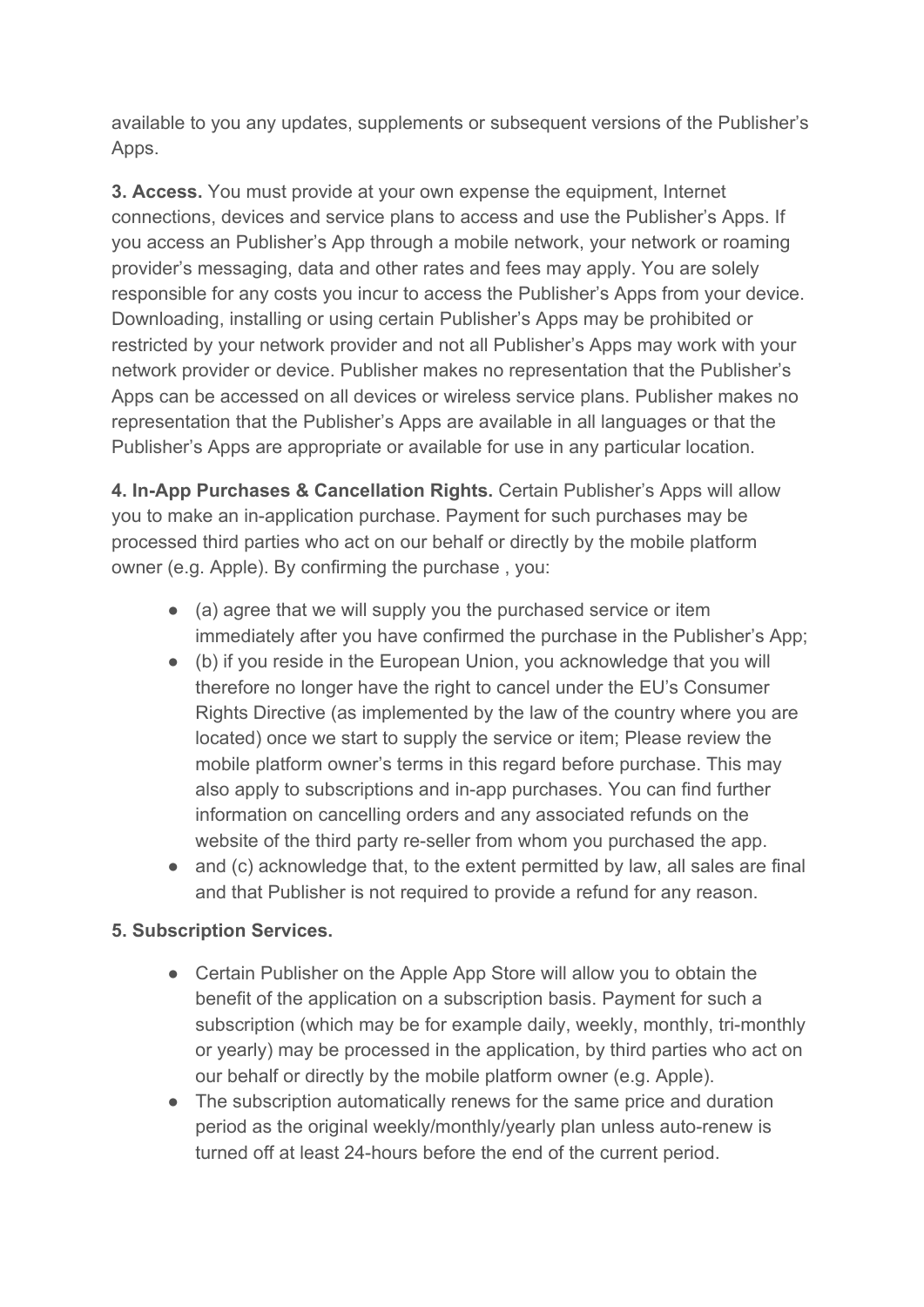available to you any updates, supplements or subsequent versions of the Publisher's Apps.

**3. Access.** You must provide at your own expense the equipment, Internet connections, devices and service plans to access and use the Publisher's Apps. If you access an Publisher's App through a mobile network, your network or roaming provider's messaging, data and other rates and fees may apply. You are solely responsible for any costs you incur to access the Publisher's Apps from your device. Downloading, installing or using certain Publisher's Apps may be prohibited or restricted by your network provider and not all Publisher's Apps may work with your network provider or device. Publisher makes no representation that the Publisher's Apps can be accessed on all devices or wireless service plans. Publisher makes no representation that the Publisher's Apps are available in all languages or that the Publisher's Apps are appropriate or available for use in any particular location.

**4. In-App Purchases & Cancellation Rights.** Certain Publisher's Apps will allow you to make an in-application purchase. Payment for such purchases may be processed third parties who act on our behalf or directly by the mobile platform owner (e.g. Apple). By confirming the purchase , you:

- (a) agree that we will supply you the purchased service or item immediately after you have confirmed the purchase in the Publisher's App;
- (b) if you reside in the European Union, you acknowledge that you will therefore no longer have the right to cancel under the EU's Consumer Rights Directive (as implemented by the law of the country where you are located) once we start to supply the service or item; Please review the mobile platform owner's terms in this regard before purchase. This may also apply to subscriptions and in-app purchases. You can find further information on cancelling orders and any associated refunds on the website of the third party re-seller from whom you purchased the app.
- and (c) acknowledge that, to the extent permitted by law, all sales are final and that Publisher is not required to provide a refund for any reason.

**5. Subscription Services.**

- Certain Publisher on the Apple App Store will allow you to obtain the benefit of the application on a subscription basis. Payment for such a subscription (which may be for example daily, weekly, monthly, tri-monthly or yearly) may be processed in the application, by third parties who act on our behalf or directly by the mobile platform owner (e.g. Apple).
- The subscription automatically renews for the same price and duration period as the original weekly/monthly/yearly plan unless auto-renew is turned off at least 24-hours before the end of the current period.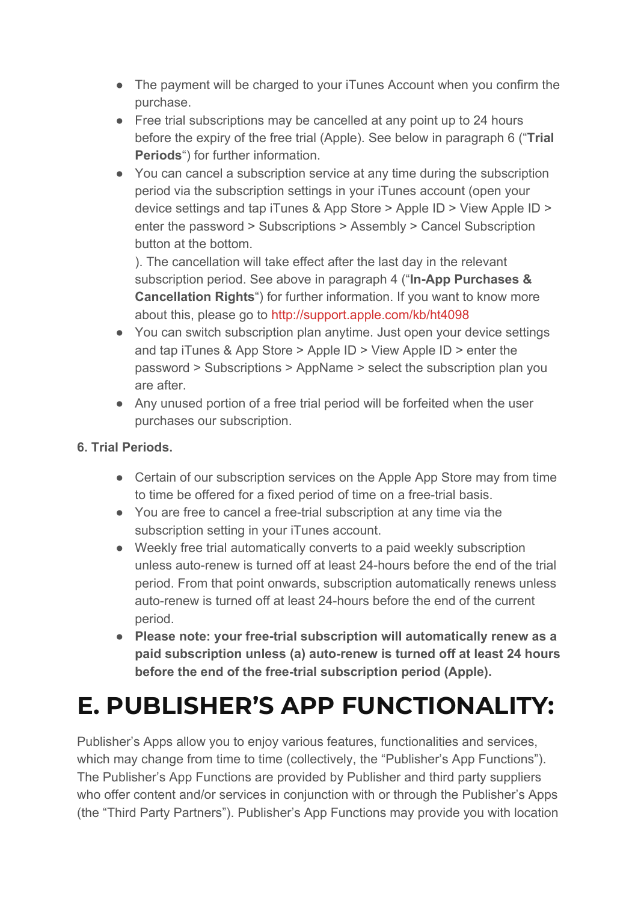- The payment will be charged to your iTunes Account when you confirm the purchase.
- Free trial subscriptions may be cancelled at any point up to 24 hours before the expiry of the free trial (Apple). See below in paragraph 6 ("**Trial Periods**") for further information.
- You can cancel a subscription service at any time during the subscription period via the subscription settings in your iTunes account (open your device settings and tap iTunes & App Store > Apple ID > View Apple ID > enter the password > Subscriptions > Assembly > Cancel Subscription button at the bottom.

  ). The cancellation will take effect after the last day in the relevant subscription period. See above in paragraph 4 ("**In-App Purchases & Cancellation Rights**") for further information. If you want to know more about this, please go to http://support.apple.com/kb/ht4098
- You can switch subscription plan anytime. Just open your device settings and tap iTunes & App Store > Apple ID > View Apple ID > enter the password > Subscriptions > AppName > select the subscription plan you are after.
- Any unused portion of a free trial period will be forfeited when the user purchases our subscription.

**6. Trial Periods.**

- Certain of our subscription services on the Apple App Store may from time to time be offered for a fixed period of time on a free-trial basis.
- You are free to cancel a free-trial subscription at any time via the subscription setting in your iTunes account.
- Weekly free trial automatically converts to a paid weekly subscription unless auto-renew is turned off at least 24-hours before the end of the trial period. From that point onwards, subscription automatically renews unless auto-renew is turned off at least 24-hours before the end of the current period.
- **Please note: your free-trial subscription will automatically renew as a paid subscription unless (a) auto-renew is turned off at least 24 hours before the end of the free-trial subscription period (Apple).**

# E. PUBLISHER'S APP FUNCTIONALITY:

Publisher's Apps allow you to enjoy various features, functionalities and services, which may change from time to time (collectively, the "Publisher's App Functions"). The Publisher's App Functions are provided by Publisher and third party suppliers who offer content and/or services in conjunction with or through the Publisher's Apps (the "Third Party Partners"). Publisher's App Functions may provide you with location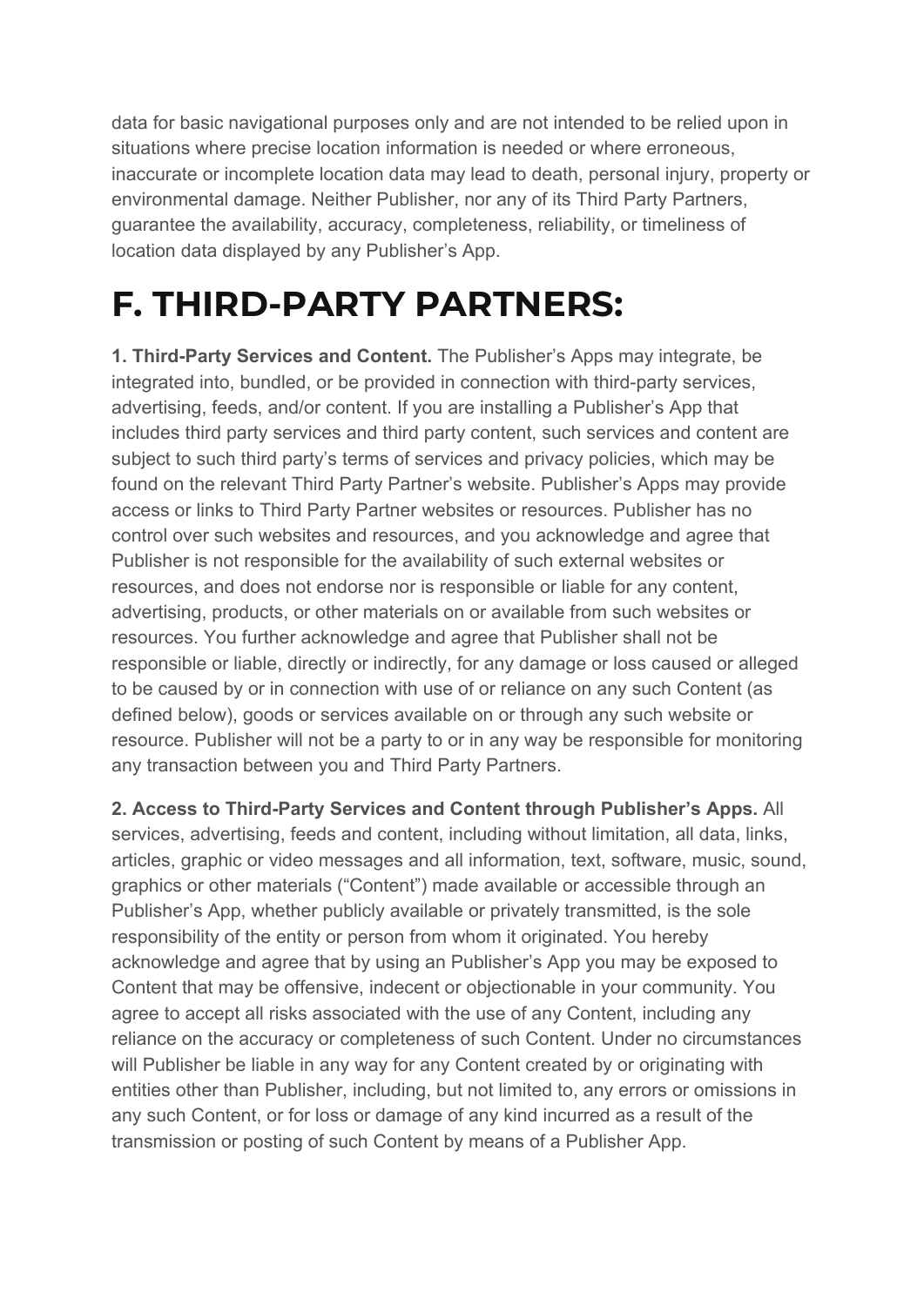data for basic navigational purposes only and are not intended to be relied upon in situations where precise location information is needed or where erroneous, inaccurate or incomplete location data may lead to death, personal injury, property or environmental damage. Neither Publisher, nor any of its Third Party Partners, guarantee the availability, accuracy, completeness, reliability, or timeliness of location data displayed by any Publisher's App.

# F. THIRD-PARTY PARTNERS:

**1. Third-Party Services and Content.** The Publisher's Apps may integrate, be integrated into, bundled, or be provided in connection with third-party services, advertising, feeds, and/or content. If you are installing a Publisher's App that includes third party services and third party content, such services and content are subject to such third party's terms of services and privacy policies, which may be found on the relevant Third Party Partner's website. Publisher's Apps may provide access or links to Third Party Partner websites or resources. Publisher has no control over such websites and resources, and you acknowledge and agree that Publisher is not responsible for the availability of such external websites or resources, and does not endorse nor is responsible or liable for any content, advertising, products, or other materials on or available from such websites or resources. You further acknowledge and agree that Publisher shall not be responsible or liable, directly or indirectly, for any damage or loss caused or alleged to be caused by or in connection with use of or reliance on any such Content (as defined below), goods or services available on or through any such website or resource. Publisher will not be a party to or in any way be responsible for monitoring any transaction between you and Third Party Partners.

**2. Access to Third-Party Services and Content through Publisher's Apps.** All services, advertising, feeds and content, including without limitation, all data, links, articles, graphic or video messages and all information, text, software, music, sound, graphics or other materials ("Content") made available or accessible through an Publisher's App, whether publicly available or privately transmitted, is the sole responsibility of the entity or person from whom it originated. You hereby acknowledge and agree that by using an Publisher's App you may be exposed to Content that may be offensive, indecent or objectionable in your community. You agree to accept all risks associated with the use of any Content, including any reliance on the accuracy or completeness of such Content. Under no circumstances will Publisher be liable in any way for any Content created by or originating with entities other than Publisher, including, but not limited to, any errors or omissions in any such Content, or for loss or damage of any kind incurred as a result of the transmission or posting of such Content by means of a Publisher App.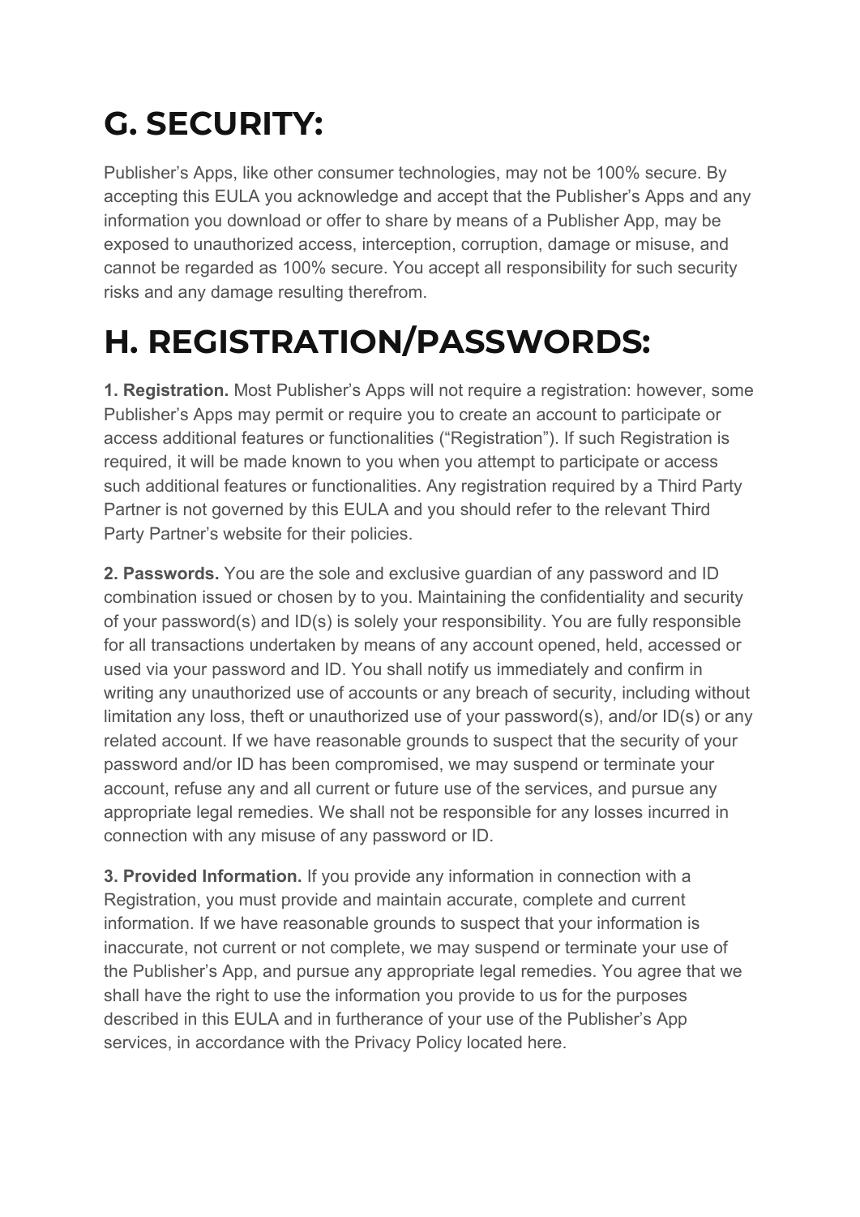# G. SECURITY:

Publisher’s Apps, like other consumer technologies, may not be 100% secure. By accepting this EULA you acknowledge and accept that the Publisher’s Apps and any information you download or offer to share by means of a Publisher App, may be exposed to unauthorized access, interception, corruption, damage or misuse, and cannot be regarded as 100% secure. You accept all responsibility for such security risks and any damage resulting therefrom.

# H. REGISTRATION/PASSWORDS:

**1. Registration.** Most Publisher’s Apps will not require a registration: however, some Publisher’s Apps may permit or require you to create an account to participate or access additional features or functionalities (“Registration”). If such Registration is required, it will be made known to you when you attempt to participate or access such additional features or functionalities. Any registration required by a Third Party Partner is not governed by this EULA and you should refer to the relevant Third Party Partner’s website for their policies.

**2. Passwords.** You are the sole and exclusive guardian of any password and ID combination issued or chosen by to you. Maintaining the confidentiality and security of your password(s) and ID(s) is solely your responsibility. You are fully responsible for all transactions undertaken by means of any account opened, held, accessed or used via your password and ID. You shall notify us immediately and confirm in writing any unauthorized use of accounts or any breach of security, including without limitation any loss, theft or unauthorized use of your password(s), and/or ID(s) or any related account. If we have reasonable grounds to suspect that the security of your password and/or ID has been compromised, we may suspend or terminate your account, refuse any and all current or future use of the services, and pursue any appropriate legal remedies. We shall not be responsible for any losses incurred in connection with any misuse of any password or ID.

**3. Provided Information.** If you provide any information in connection with a Registration, you must provide and maintain accurate, complete and current information. If we have reasonable grounds to suspect that your information is inaccurate, not current or not complete, we may suspend or terminate your use of the Publisher’s App, and pursue any appropriate legal remedies. You agree that we shall have the right to use the information you provide to us for the purposes described in this EULA and in furtherance of your use of the Publisher’s App services, in accordance with the Privacy Policy located here.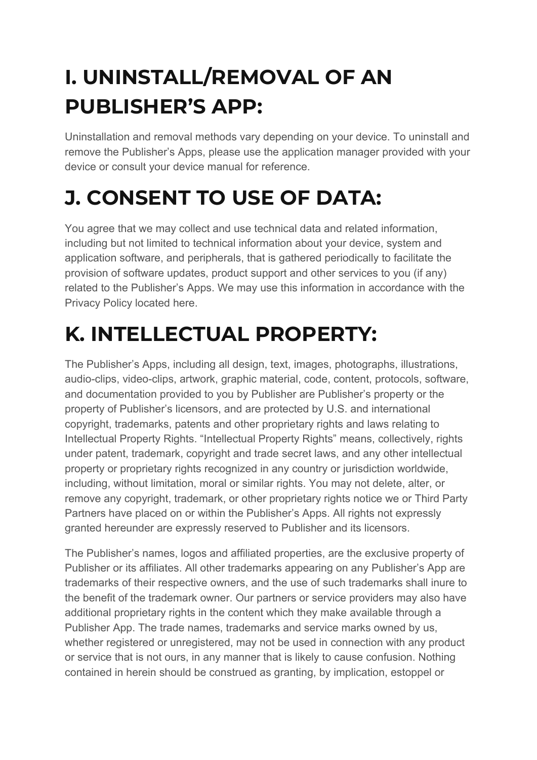# I. UNINSTALL/REMOVAL OF AN PUBLISHER’S APP:

Uninstallation and removal methods vary depending on your device. To uninstall and remove the Publisher’s Apps, please use the application manager provided with your device or consult your device manual for reference.

# J. CONSENT TO USE OF DATA:

You agree that we may collect and use technical data and related information, including but not limited to technical information about your device, system and application software, and peripherals, that is gathered periodically to facilitate the provision of software updates, product support and other services to you (if any) related to the Publisher’s Apps. We may use this information in accordance with the Privacy Policy located here.

# K. INTELLECTUAL PROPERTY:

The Publisher’s Apps, including all design, text, images, photographs, illustrations, audio-clips, video-clips, artwork, graphic material, code, content, protocols, software, and documentation provided to you by Publisher are Publisher’s property or the property of Publisher’s licensors, and are protected by U.S. and international copyright, trademarks, patents and other proprietary rights and laws relating to Intellectual Property Rights. “Intellectual Property Rights” means, collectively, rights under patent, trademark, copyright and trade secret laws, and any other intellectual property or proprietary rights recognized in any country or jurisdiction worldwide, including, without limitation, moral or similar rights. You may not delete, alter, or remove any copyright, trademark, or other proprietary rights notice we or Third Party Partners have placed on or within the Publisher’s Apps. All rights not expressly granted hereunder are expressly reserved to Publisher and its licensors.

The Publisher’s names, logos and affiliated properties, are the exclusive property of Publisher or its affiliates. All other trademarks appearing on any Publisher’s App are trademarks of their respective owners, and the use of such trademarks shall inure to the benefit of the trademark owner. Our partners or service providers may also have additional proprietary rights in the content which they make available through a Publisher App. The trade names, trademarks and service marks owned by us, whether registered or unregistered, may not be used in connection with any product or service that is not ours, in any manner that is likely to cause confusion. Nothing contained in herein should be construed as granting, by implication, estoppel or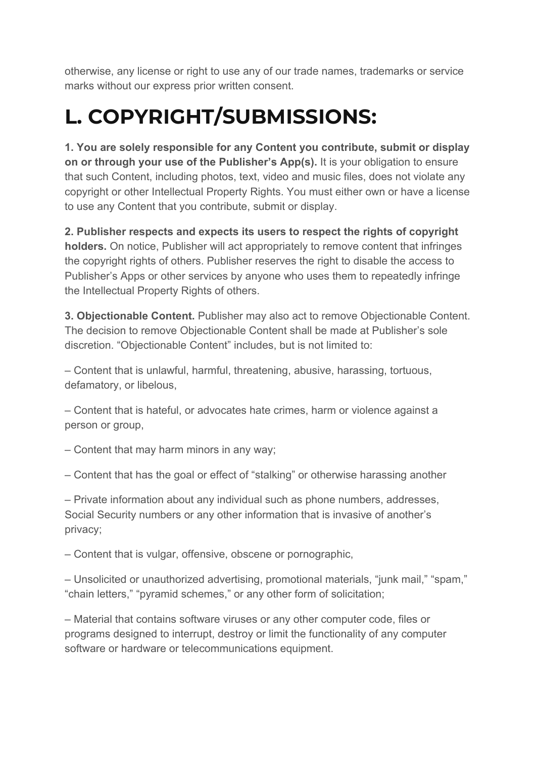otherwise, any license or right to use any of our trade names, trademarks or service marks without our express prior written consent.

# L. COPYRIGHT/SUBMISSIONS:

**1. You are solely responsible for any Content you contribute, submit or display on or through your use of the Publisher's App(s).** It is your obligation to ensure that such Content, including photos, text, video and music files, does not violate any copyright or other Intellectual Property Rights. You must either own or have a license to use any Content that you contribute, submit or display.

**2. Publisher respects and expects its users to respect the rights of copyright holders.** On notice, Publisher will act appropriately to remove content that infringes the copyright rights of others. Publisher reserves the right to disable the access to Publisher's Apps or other services by anyone who uses them to repeatedly infringe the Intellectual Property Rights of others.

**3. Objectionable Content.** Publisher may also act to remove Objectionable Content. The decision to remove Objectionable Content shall be made at Publisher's sole discretion. "Objectionable Content" includes, but is not limited to:

– Content that is unlawful, harmful, threatening, abusive, harassing, tortuous, defamatory, or libelous,

– Content that is hateful, or advocates hate crimes, harm or violence against a person or group,

– Content that may harm minors in any way;

– Content that has the goal or effect of "stalking" or otherwise harassing another

– Private information about any individual such as phone numbers, addresses, Social Security numbers or any other information that is invasive of another's privacy;

– Content that is vulgar, offensive, obscene or pornographic,

– Unsolicited or unauthorized advertising, promotional materials, "junk mail," "spam," "chain letters," "pyramid schemes," or any other form of solicitation;

– Material that contains software viruses or any other computer code, files or programs designed to interrupt, destroy or limit the functionality of any computer software or hardware or telecommunications equipment.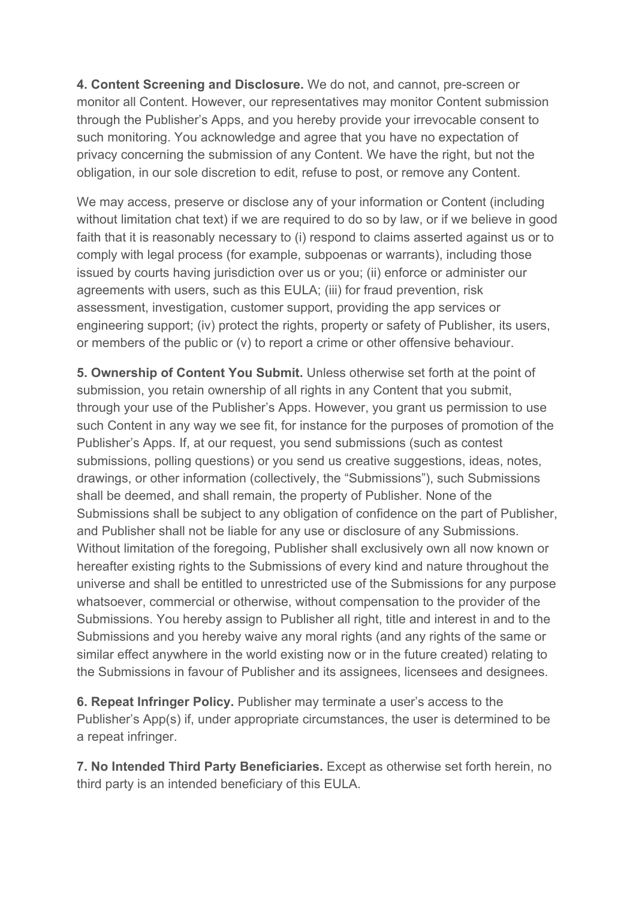**4. Content Screening and Disclosure.** We do not, and cannot, pre-screen or monitor all Content. However, our representatives may monitor Content submission through the Publisher's Apps, and you hereby provide your irrevocable consent to such monitoring. You acknowledge and agree that you have no expectation of privacy concerning the submission of any Content. We have the right, but not the obligation, in our sole discretion to edit, refuse to post, or remove any Content.

We may access, preserve or disclose any of your information or Content (including without limitation chat text) if we are required to do so by law, or if we believe in good faith that it is reasonably necessary to (i) respond to claims asserted against us or to comply with legal process (for example, subpoenas or warrants), including those issued by courts having jurisdiction over us or you; (ii) enforce or administer our agreements with users, such as this EULA; (iii) for fraud prevention, risk assessment, investigation, customer support, providing the app services or engineering support; (iv) protect the rights, property or safety of Publisher, its users, or members of the public or (v) to report a crime or other offensive behaviour.

**5. Ownership of Content You Submit.** Unless otherwise set forth at the point of submission, you retain ownership of all rights in any Content that you submit, through your use of the Publisher's Apps. However, you grant us permission to use such Content in any way we see fit, for instance for the purposes of promotion of the Publisher's Apps. If, at our request, you send submissions (such as contest submissions, polling questions) or you send us creative suggestions, ideas, notes, drawings, or other information (collectively, the "Submissions"), such Submissions shall be deemed, and shall remain, the property of Publisher. None of the Submissions shall be subject to any obligation of confidence on the part of Publisher, and Publisher shall not be liable for any use or disclosure of any Submissions. Without limitation of the foregoing, Publisher shall exclusively own all now known or hereafter existing rights to the Submissions of every kind and nature throughout the universe and shall be entitled to unrestricted use of the Submissions for any purpose whatsoever, commercial or otherwise, without compensation to the provider of the Submissions. You hereby assign to Publisher all right, title and interest in and to the Submissions and you hereby waive any moral rights (and any rights of the same or similar effect anywhere in the world existing now or in the future created) relating to the Submissions in favour of Publisher and its assignees, licensees and designees.

**6. Repeat Infringer Policy.** Publisher may terminate a user's access to the Publisher's App(s) if, under appropriate circumstances, the user is determined to be a repeat infringer.

**7. No Intended Third Party Beneficiaries.** Except as otherwise set forth herein, no third party is an intended beneficiary of this EULA.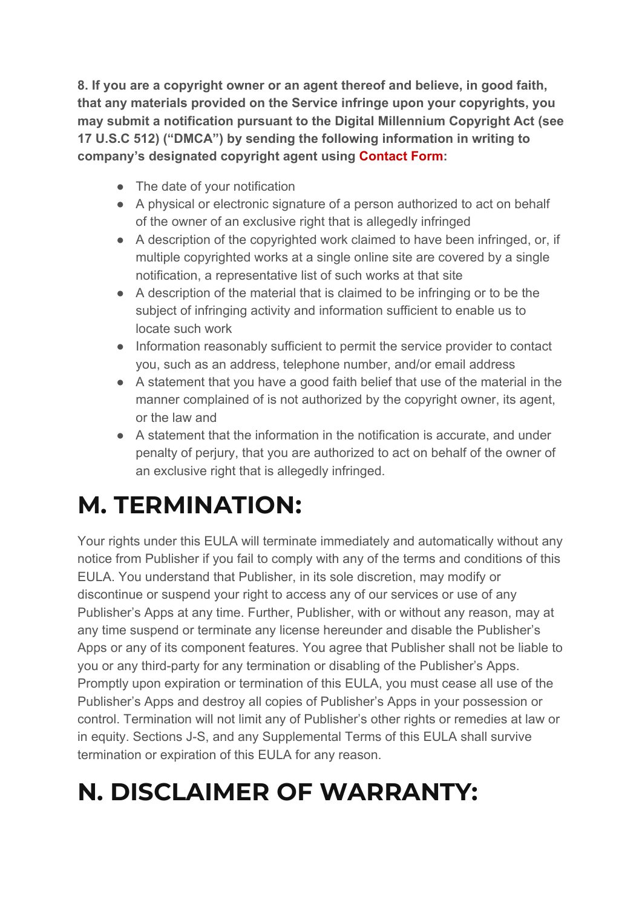**8. If you are a copyright owner or an agent thereof and believe, in good faith, that any materials provided on the Service infringe upon your copyrights, you may submit a notification pursuant to the Digital Millennium Copyright Act (see 17 U.S.C 512) ("DMCA") by sending the following information in writing to company's designated copyright agent using Contact Form:**

- The date of your notification
- A physical or electronic signature of a person authorized to act on behalf of the owner of an exclusive right that is allegedly infringed
- A description of the copyrighted work claimed to have been infringed, or, if multiple copyrighted works at a single online site are covered by a single notification, a representative list of such works at that site
- A description of the material that is claimed to be infringing or to be the subject of infringing activity and information sufficient to enable us to locate such work
- Information reasonably sufficient to permit the service provider to contact you, such as an address, telephone number, and/or email address
- A statement that you have a good faith belief that use of the material in the manner complained of is not authorized by the copyright owner, its agent, or the law and
- A statement that the information in the notification is accurate, and under penalty of perjury, that you are authorized to act on behalf of the owner of an exclusive right that is allegedly infringed.

# M. TERMINATION:

Your rights under this EULA will terminate immediately and automatically without any notice from Publisher if you fail to comply with any of the terms and conditions of this EULA. You understand that Publisher, in its sole discretion, may modify or discontinue or suspend your right to access any of our services or use of any Publisher's Apps at any time. Further, Publisher, with or without any reason, may at any time suspend or terminate any license hereunder and disable the Publisher's Apps or any of its component features. You agree that Publisher shall not be liable to you or any third-party for any termination or disabling of the Publisher's Apps. Promptly upon expiration or termination of this EULA, you must cease all use of the Publisher's Apps and destroy all copies of Publisher's Apps in your possession or control. Termination will not limit any of Publisher's other rights or remedies at law or in equity. Sections J-S, and any Supplemental Terms of this EULA shall survive termination or expiration of this EULA for any reason.

# N. DISCLAIMER OF WARRANTY: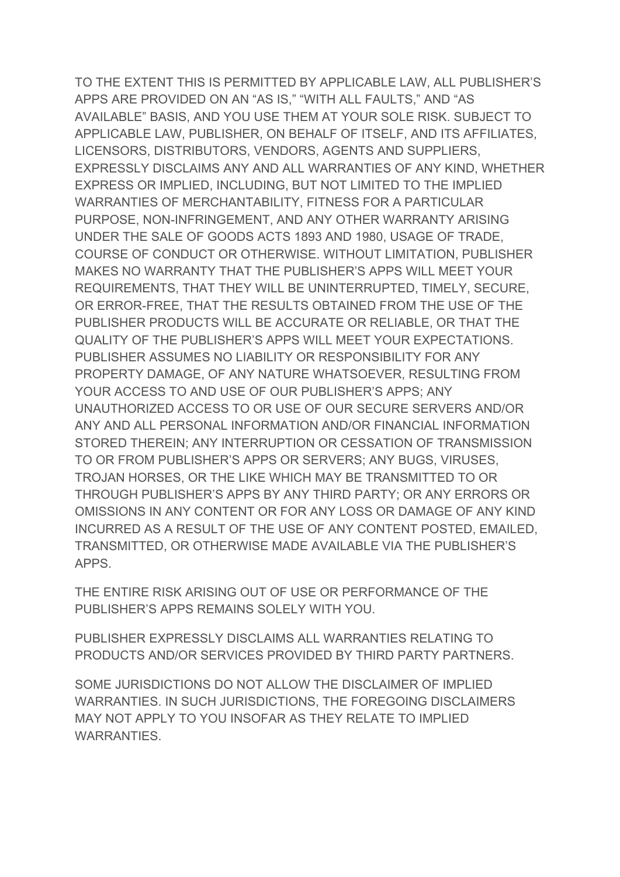TO THE EXTENT THIS IS PERMITTED BY APPLICABLE LAW, ALL PUBLISHER'S APPS ARE PROVIDED ON AN "AS IS," "WITH ALL FAULTS," AND "AS AVAILABLE" BASIS, AND YOU USE THEM AT YOUR SOLE RISK. SUBJECT TO APPLICABLE LAW, PUBLISHER, ON BEHALF OF ITSELF, AND ITS AFFILIATES, LICENSORS, DISTRIBUTORS, VENDORS, AGENTS AND SUPPLIERS, EXPRESSLY DISCLAIMS ANY AND ALL WARRANTIES OF ANY KIND, WHETHER EXPRESS OR IMPLIED, INCLUDING, BUT NOT LIMITED TO THE IMPLIED WARRANTIES OF MERCHANTABILITY, FITNESS FOR A PARTICULAR PURPOSE, NON-INFRINGEMENT, AND ANY OTHER WARRANTY ARISING UNDER THE SALE OF GOODS ACTS 1893 AND 1980, USAGE OF TRADE, COURSE OF CONDUCT OR OTHERWISE. WITHOUT LIMITATION, PUBLISHER MAKES NO WARRANTY THAT THE PUBLISHER'S APPS WILL MEET YOUR REQUIREMENTS, THAT THEY WILL BE UNINTERRUPTED, TIMELY, SECURE, OR ERROR-FREE, THAT THE RESULTS OBTAINED FROM THE USE OF THE PUBLISHER PRODUCTS WILL BE ACCURATE OR RELIABLE, OR THAT THE QUALITY OF THE PUBLISHER'S APPS WILL MEET YOUR EXPECTATIONS. PUBLISHER ASSUMES NO LIABILITY OR RESPONSIBILITY FOR ANY PROPERTY DAMAGE, OF ANY NATURE WHATSOEVER, RESULTING FROM YOUR ACCESS TO AND USE OF OUR PUBLISHER'S APPS; ANY UNAUTHORIZED ACCESS TO OR USE OF OUR SECURE SERVERS AND/OR ANY AND ALL PERSONAL INFORMATION AND/OR FINANCIAL INFORMATION STORED THEREIN; ANY INTERRUPTION OR CESSATION OF TRANSMISSION TO OR FROM PUBLISHER'S APPS OR SERVERS; ANY BUGS, VIRUSES, TROJAN HORSES, OR THE LIKE WHICH MAY BE TRANSMITTED TO OR THROUGH PUBLISHER'S APPS BY ANY THIRD PARTY; OR ANY ERRORS OR OMISSIONS IN ANY CONTENT OR FOR ANY LOSS OR DAMAGE OF ANY KIND INCURRED AS A RESULT OF THE USE OF ANY CONTENT POSTED, EMAILED, TRANSMITTED, OR OTHERWISE MADE AVAILABLE VIA THE PUBLISHER'S APPS.

THE ENTIRE RISK ARISING OUT OF USE OR PERFORMANCE OF THE PUBLISHER'S APPS REMAINS SOLELY WITH YOU.

PUBLISHER EXPRESSLY DISCLAIMS ALL WARRANTIES RELATING TO PRODUCTS AND/OR SERVICES PROVIDED BY THIRD PARTY PARTNERS.

SOME JURISDICTIONS DO NOT ALLOW THE DISCLAIMER OF IMPLIED WARRANTIES. IN SUCH JURISDICTIONS, THE FOREGOING DISCLAIMERS MAY NOT APPLY TO YOU INSOFAR AS THEY RELATE TO IMPLIED WARRANTIES.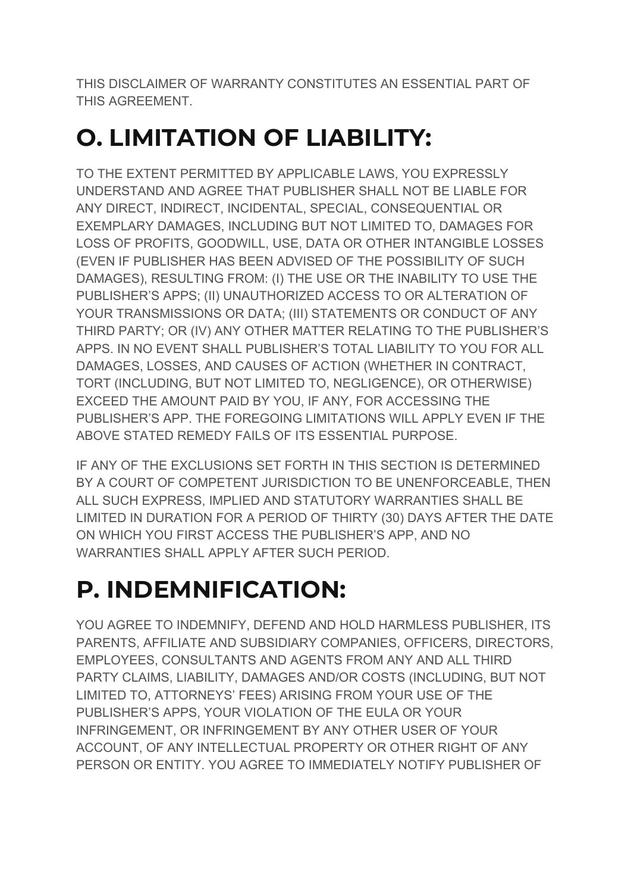THIS DISCLAIMER OF WARRANTY CONSTITUTES AN ESSENTIAL PART OF THIS AGREEMENT.

# O. LIMITATION OF LIABILITY:

TO THE EXTENT PERMITTED BY APPLICABLE LAWS, YOU EXPRESSLY UNDERSTAND AND AGREE THAT PUBLISHER SHALL NOT BE LIABLE FOR ANY DIRECT, INDIRECT, INCIDENTAL, SPECIAL, CONSEQUENTIAL OR EXEMPLARY DAMAGES, INCLUDING BUT NOT LIMITED TO, DAMAGES FOR LOSS OF PROFITS, GOODWILL, USE, DATA OR OTHER INTANGIBLE LOSSES (EVEN IF PUBLISHER HAS BEEN ADVISED OF THE POSSIBILITY OF SUCH DAMAGES), RESULTING FROM: (I) THE USE OR THE INABILITY TO USE THE PUBLISHER'S APPS; (II) UNAUTHORIZED ACCESS TO OR ALTERATION OF YOUR TRANSMISSIONS OR DATA; (III) STATEMENTS OR CONDUCT OF ANY THIRD PARTY; OR (IV) ANY OTHER MATTER RELATING TO THE PUBLISHER'S APPS. IN NO EVENT SHALL PUBLISHER'S TOTAL LIABILITY TO YOU FOR ALL DAMAGES, LOSSES, AND CAUSES OF ACTION (WHETHER IN CONTRACT, TORT (INCLUDING, BUT NOT LIMITED TO, NEGLIGENCE), OR OTHERWISE) EXCEED THE AMOUNT PAID BY YOU, IF ANY, FOR ACCESSING THE PUBLISHER'S APP. THE FOREGOING LIMITATIONS WILL APPLY EVEN IF THE ABOVE STATED REMEDY FAILS OF ITS ESSENTIAL PURPOSE.

IF ANY OF THE EXCLUSIONS SET FORTH IN THIS SECTION IS DETERMINED BY A COURT OF COMPETENT JURISDICTION TO BE UNENFORCEABLE, THEN ALL SUCH EXPRESS, IMPLIED AND STATUTORY WARRANTIES SHALL BE LIMITED IN DURATION FOR A PERIOD OF THIRTY (30) DAYS AFTER THE DATE ON WHICH YOU FIRST ACCESS THE PUBLISHER'S APP, AND NO WARRANTIES SHALL APPLY AFTER SUCH PERIOD.

# P. INDEMNIFICATION:

YOU AGREE TO INDEMNIFY, DEFEND AND HOLD HARMLESS PUBLISHER, ITS PARENTS, AFFILIATE AND SUBSIDIARY COMPANIES, OFFICERS, DIRECTORS, EMPLOYEES, CONSULTANTS AND AGENTS FROM ANY AND ALL THIRD PARTY CLAIMS, LIABILITY, DAMAGES AND/OR COSTS (INCLUDING, BUT NOT LIMITED TO, ATTORNEYS' FEES) ARISING FROM YOUR USE OF THE PUBLISHER'S APPS, YOUR VIOLATION OF THE EULA OR YOUR INFRINGEMENT, OR INFRINGEMENT BY ANY OTHER USER OF YOUR ACCOUNT, OF ANY INTELLECTUAL PROPERTY OR OTHER RIGHT OF ANY PERSON OR ENTITY. YOU AGREE TO IMMEDIATELY NOTIFY PUBLISHER OF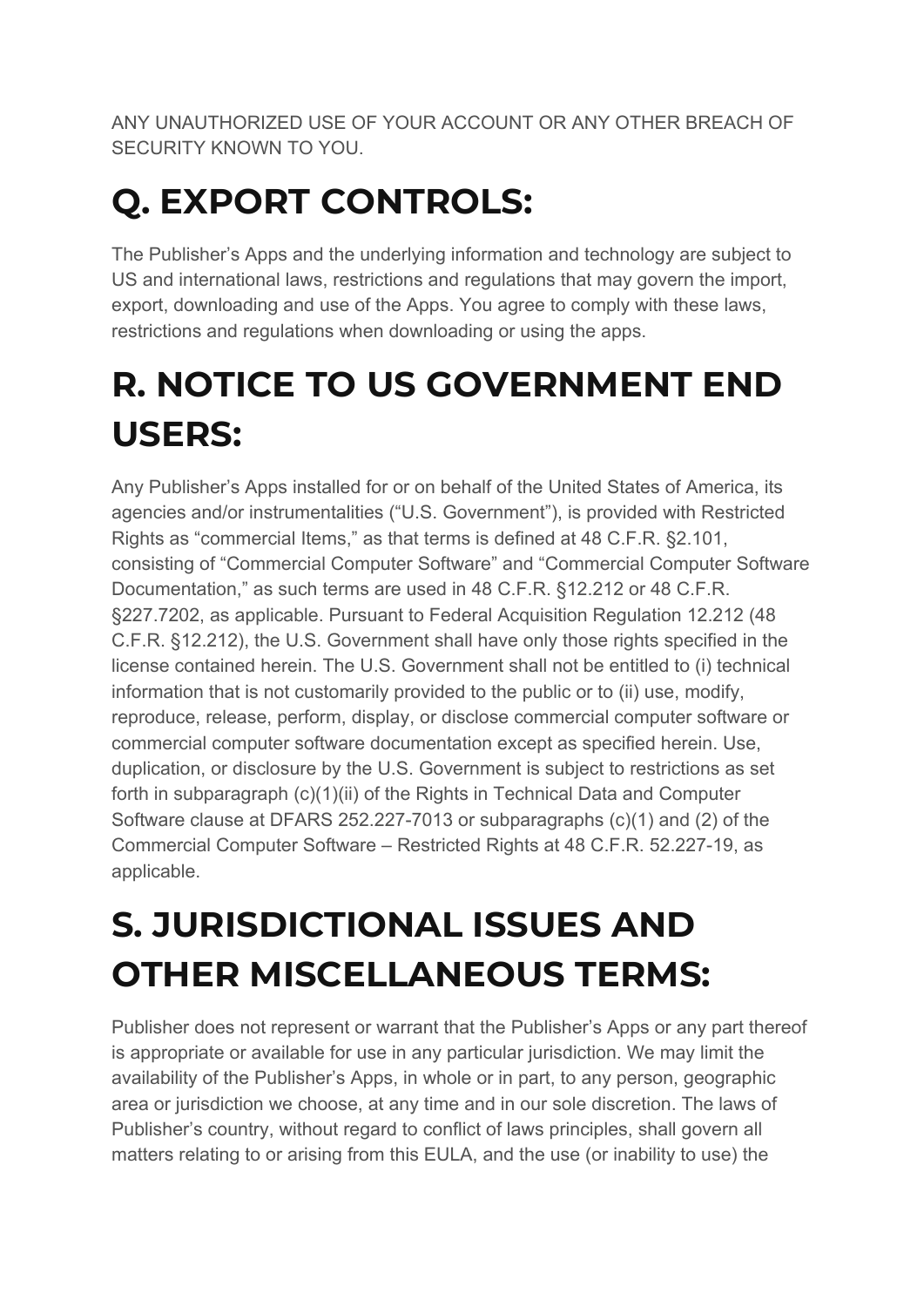ANY UNAUTHORIZED USE OF YOUR ACCOUNT OR ANY OTHER BREACH OF SECURITY KNOWN TO YOU.

# Q. EXPORT CONTROLS:

The Publisher's Apps and the underlying information and technology are subject to US and international laws, restrictions and regulations that may govern the import, export, downloading and use of the Apps. You agree to comply with these laws, restrictions and regulations when downloading or using the apps.

# R. NOTICE TO US GOVERNMENT END USERS:

Any Publisher's Apps installed for or on behalf of the United States of America, its agencies and/or instrumentalities ("U.S. Government"), is provided with Restricted Rights as "commercial Items," as that terms is defined at 48 C.F.R. §2.101, consisting of "Commercial Computer Software" and "Commercial Computer Software Documentation," as such terms are used in 48 C.F.R. §12.212 or 48 C.F.R. §227.7202, as applicable. Pursuant to Federal Acquisition Regulation 12.212 (48 C.F.R. §12.212), the U.S. Government shall have only those rights specified in the license contained herein. The U.S. Government shall not be entitled to (i) technical information that is not customarily provided to the public or to (ii) use, modify, reproduce, release, perform, display, or disclose commercial computer software or commercial computer software documentation except as specified herein. Use, duplication, or disclosure by the U.S. Government is subject to restrictions as set forth in subparagraph (c)(1)(ii) of the Rights in Technical Data and Computer Software clause at DFARS 252.227-7013 or subparagraphs (c)(1) and (2) of the Commercial Computer Software – Restricted Rights at 48 C.F.R. 52.227-19, as applicable.

# S. JURISDICTIONAL ISSUES AND OTHER MISCELLANEOUS TERMS:

Publisher does not represent or warrant that the Publisher's Apps or any part thereof is appropriate or available for use in any particular jurisdiction. We may limit the availability of the Publisher's Apps, in whole or in part, to any person, geographic area or jurisdiction we choose, at any time and in our sole discretion. The laws of Publisher's country, without regard to conflict of laws principles, shall govern all matters relating to or arising from this EULA, and the use (or inability to use) the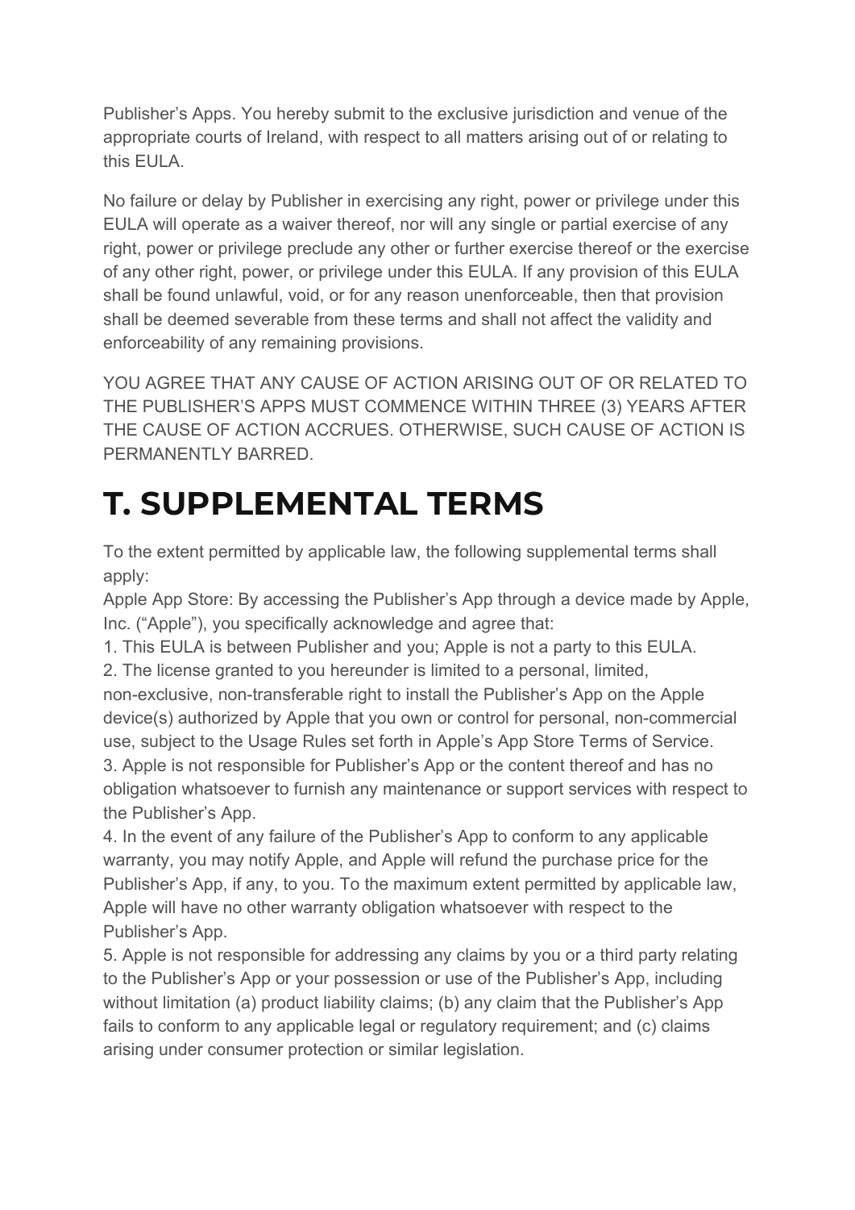Publisher's Apps. You hereby submit to the exclusive jurisdiction and venue of the appropriate courts of Ireland, with respect to all matters arising out of or relating to this EULA.

No failure or delay by Publisher in exercising any right, power or privilege under this EULA will operate as a waiver thereof, nor will any single or partial exercise of any right, power or privilege preclude any other or further exercise thereof or the exercise of any other right, power, or privilege under this EULA. If any provision of this EULA shall be found unlawful, void, or for any reason unenforceable, then that provision shall be deemed severable from these terms and shall not affect the validity and enforceability of any remaining provisions.

YOU AGREE THAT ANY CAUSE OF ACTION ARISING OUT OF OR RELATED TO THE PUBLISHER'S APPS MUST COMMENCE WITHIN THREE (3) YEARS AFTER THE CAUSE OF ACTION ACCRUES. OTHERWISE, SUCH CAUSE OF ACTION IS PERMANENTLY BARRED.

# T. SUPPLEMENTAL TERMS

To the extent permitted by applicable law, the following supplemental terms shall apply:
Apple App Store: By accessing the Publisher's App through a device made by Apple, Inc. ("Apple"), you specifically acknowledge and agree that:

1. This EULA is between Publisher and you; Apple is not a party to this EULA.
2. The license granted to you hereunder is limited to a personal, limited, non-exclusive, non-transferable right to install the Publisher's App on the Apple device(s) authorized by Apple that you own or control for personal, non-commercial use, subject to the Usage Rules set forth in Apple's App Store Terms of Service.
3. Apple is not responsible for Publisher's App or the content thereof and has no obligation whatsoever to furnish any maintenance or support services with respect to the Publisher's App.
4. In the event of any failure of the Publisher's App to conform to any applicable warranty, you may notify Apple, and Apple will refund the purchase price for the Publisher's App, if any, to you. To the maximum extent permitted by applicable law, Apple will have no other warranty obligation whatsoever with respect to the Publisher's App.
5. Apple is not responsible for addressing any claims by you or a third party relating to the Publisher's App or your possession or use of the Publisher's App, including without limitation (a) product liability claims; (b) any claim that the Publisher's App fails to conform to any applicable legal or regulatory requirement; and (c) claims arising under consumer protection or similar legislation.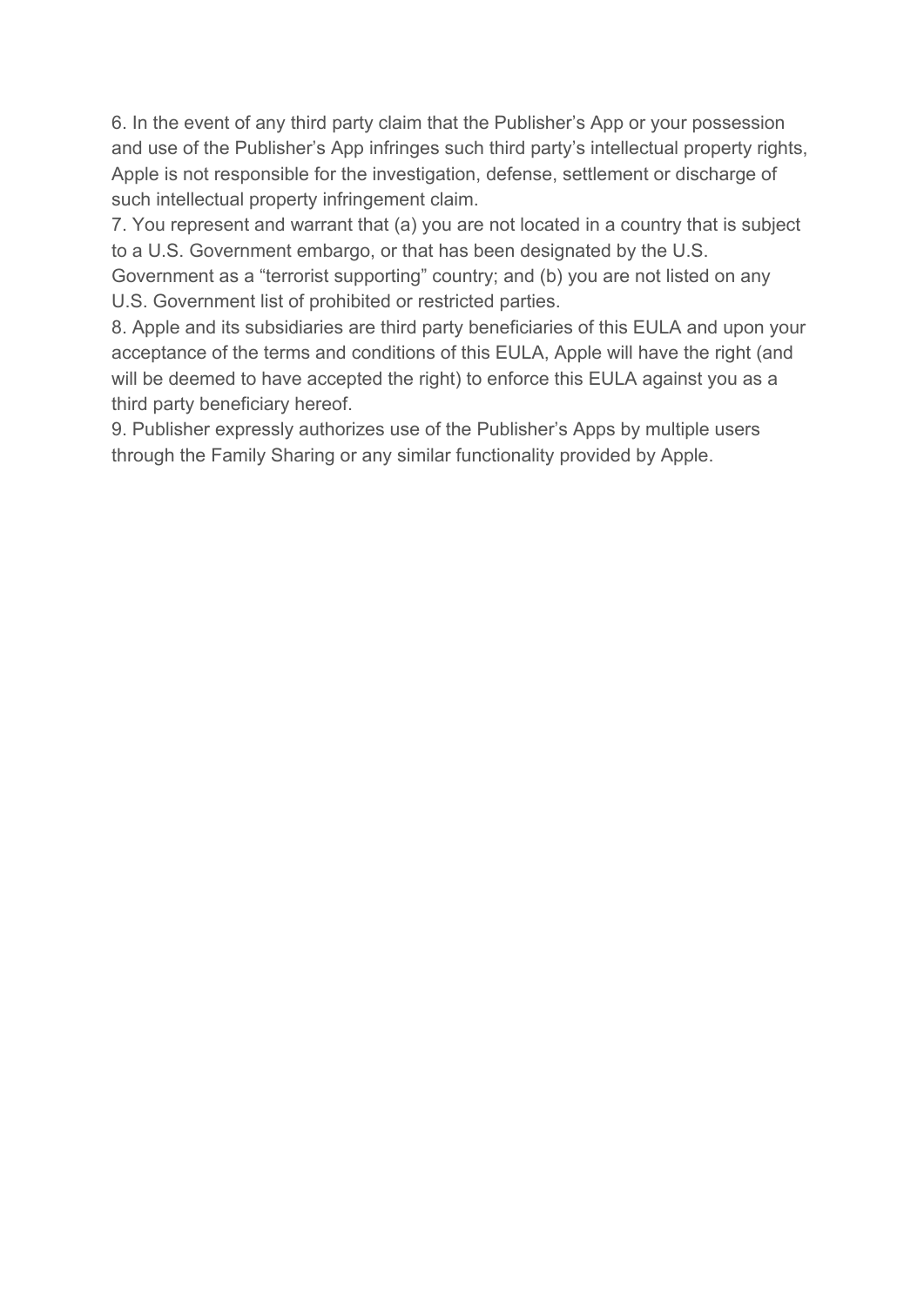6. In the event of any third party claim that the Publisher’s App or your possession and use of the Publisher’s App infringes such third party’s intellectual property rights, Apple is not responsible for the investigation, defense, settlement or discharge of such intellectual property infringement claim.

7. You represent and warrant that (a) you are not located in a country that is subject to a U.S. Government embargo, or that has been designated by the U.S. Government as a “terrorist supporting” country; and (b) you are not listed on any U.S. Government list of prohibited or restricted parties.

8. Apple and its subsidiaries are third party beneficiaries of this EULA and upon your acceptance of the terms and conditions of this EULA, Apple will have the right (and will be deemed to have accepted the right) to enforce this EULA against you as a third party beneficiary hereof.

9. Publisher expressly authorizes use of the Publisher’s Apps by multiple users through the Family Sharing or any similar functionality provided by Apple.